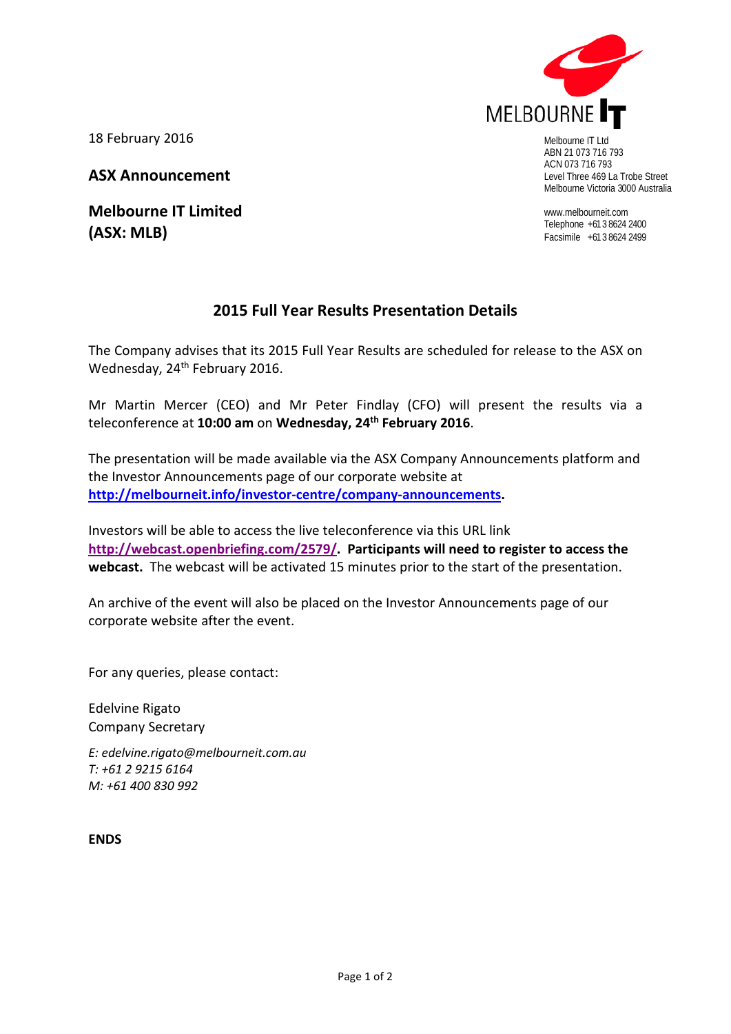18 February 2016

**ASX Announcement**

**Melbourne IT Limited**
**(ASX: MLB)**

MELBOURNE IT

Melbourne IT Ltd
ABN 21 073 716 793
ACN 073 716 793
Level Three 469 La Trobe Street
Melbourne Victoria 3000 Australia

www.melbourneit.com
Telephone +61 3 8624 2400
Facsimile +61 3 8624 2499

## 2015 Full Year Results Presentation Details

The Company advises that its 2015 Full Year Results are scheduled for release to the ASX on Wednesday, 24th February 2016.

Mr Martin Mercer (CEO) and Mr Peter Findlay (CFO) will present the results via a teleconference at **10:00 am** on **Wednesday, 24th February 2016**.

The presentation will be made available via the ASX Company Announcements platform and the Investor Announcements page of our corporate website at **http://melbourneit.info/investor-centre/company-announcements.**

Investors will be able to access the live teleconference via this URL link **http://webcast.openbriefing.com/2579/. Participants will need to register to access the webcast.** The webcast will be activated 15 minutes prior to the start of the presentation.

An archive of the event will also be placed on the Investor Announcements page of our corporate website after the event.

For any queries, please contact:

Edelvine Rigato
Company Secretary

*E: edelvine.rigato@melbourneit.com.au*
*T: +61 2 9215 6164*
*M: +61 400 830 992*

**ENDS**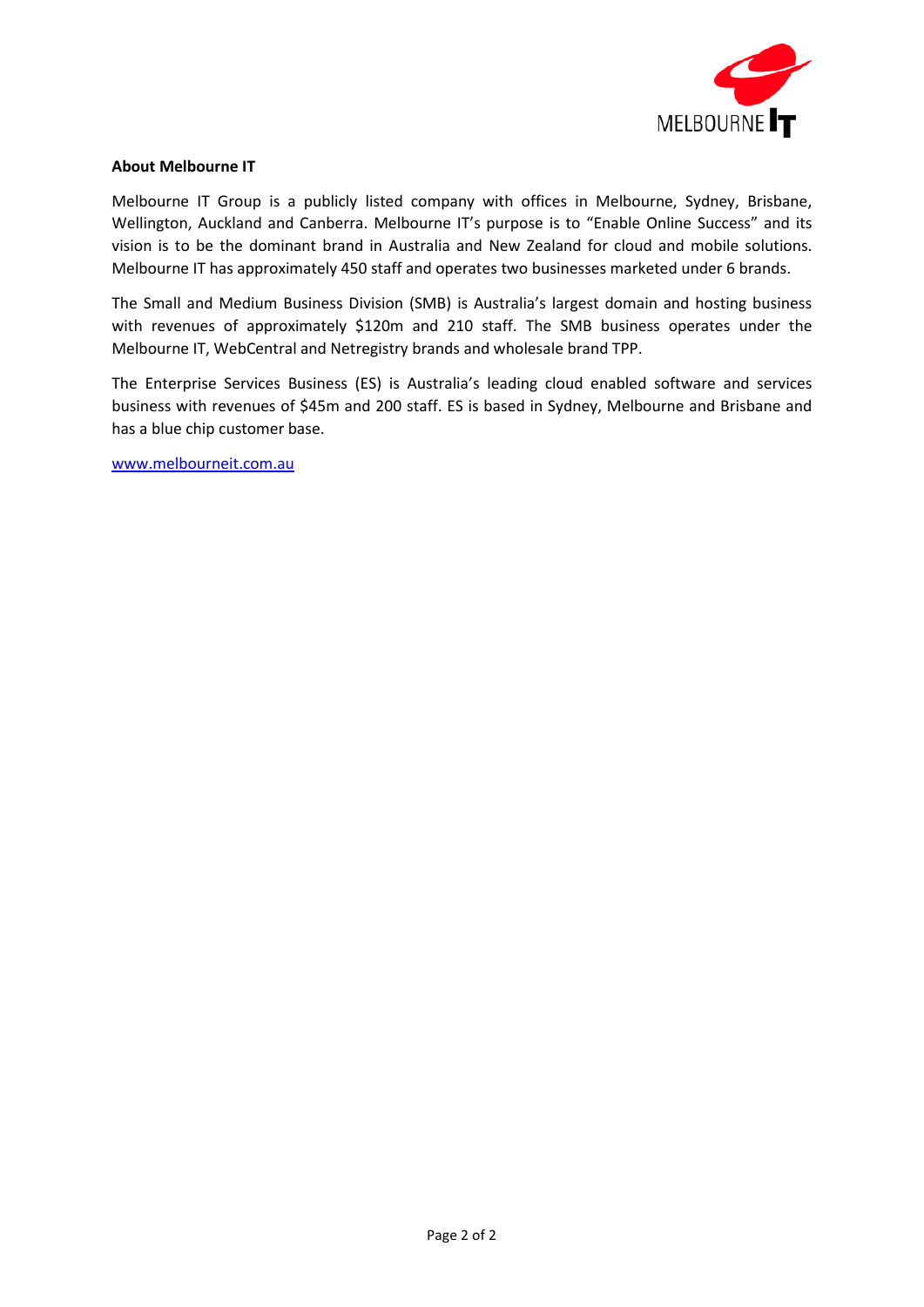**About Melbourne IT**

Melbourne IT Group is a publicly listed company with offices in Melbourne, Sydney, Brisbane, Wellington, Auckland and Canberra. Melbourne IT's purpose is to "Enable Online Success" and its vision is to be the dominant brand in Australia and New Zealand for cloud and mobile solutions. Melbourne IT has approximately 450 staff and operates two businesses marketed under 6 brands.

The Small and Medium Business Division (SMB) is Australia's largest domain and hosting business with revenues of approximately $120m and 210 staff. The SMB business operates under the Melbourne IT, WebCentral and Netregistry brands and wholesale brand TPP.

The Enterprise Services Business (ES) is Australia's leading cloud enabled software and services business with revenues of $45m and 200 staff. ES is based in Sydney, Melbourne and Brisbane and has a blue chip customer base.

[www.melbourneit.com.au](http://www.melbourneit.com.au)